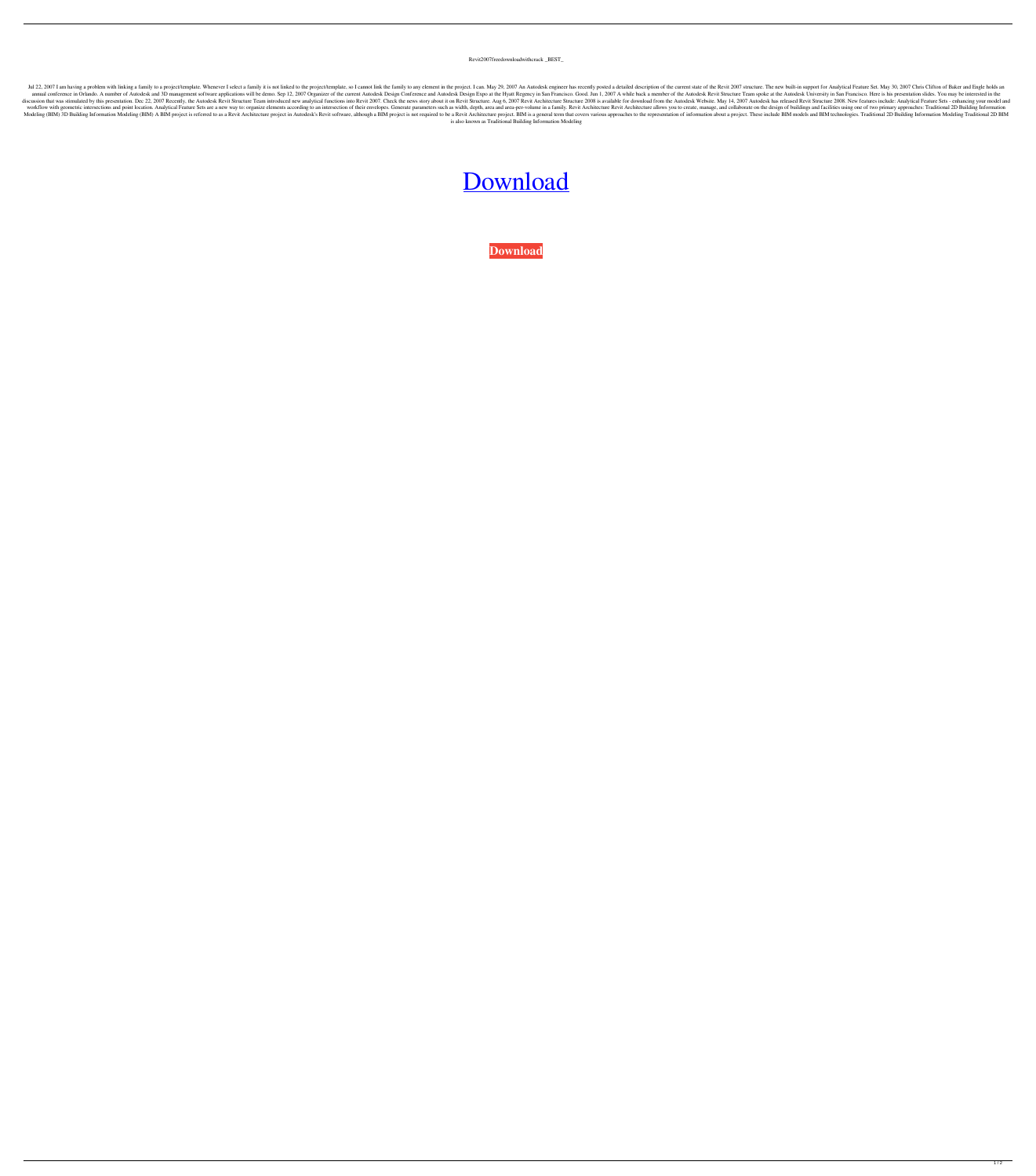Revit2007freedownloadwithcrack _BEST_

Jul 22, 2007 I am having a problem with linking a family to a project/template. Whenever I select a family it is not linked to the project/template, so I cannot link the family to any element in the project. I can. May 29, 2007 An Autodesk engineer has recently posted a detailed description of the current state of the Revit 2007 structure. The new built-in support for Analytical Feature Set. May 30, 2007 Chris Clifton of Baker and Engle holds an annual conference in Orlando. A number of Autodesk and 3D management software applications will be demo. Sep 12, 2007 Organizer of the current Autodesk Design Conference and Autodesk Design Expo at the Hyatt Regency in San Francisco. Good. Jun 1, 2007 A while back a member of the Autodesk Revit Structure Team spoke at the Autodesk University in San Francisco. Here is his presentation slides. You may be interested in the discussion that was stimulated by this presentation. Dec 22, 2007 Recently, the Autodesk Revit Structure Team introduced new analytical functions into Revit 2007. Check the news story about it on Revit Structure. Aug 6, 2007 Revit Architecture Structure 2008 is available for download from the Autodesk Website. May 14, 2007 Autodesk has released Revit Structure 2008. New features include: Analytical Feature Sets - enhancing your model and workflow with geometric intersections and point location. Analytical Feature Sets are a new way to: organize elements according to an intersection of their envelopes. Generate parameters such as width, depth, area and area-per-volume in a family. Revit Architecture Revit Architecture allows you to create, manage, and collaborate on the design of buildings and facilities using one of two primary approaches: Traditional 2D Building Information Modeling (BIM) 3D Building Information Modeling (BIM) A BIM project is referred to as a Revit Architecture project in Autodesk's Revit software, although a BIM project is not required to be a Revit Architecture project. BIM is a general term that covers various approaches to the representation of information about a project. These include BIM models and BIM technologies. Traditional 2D Building Information Modeling Traditional 2D BIM is also known as Traditional Building Information Modeling

Download

**Download**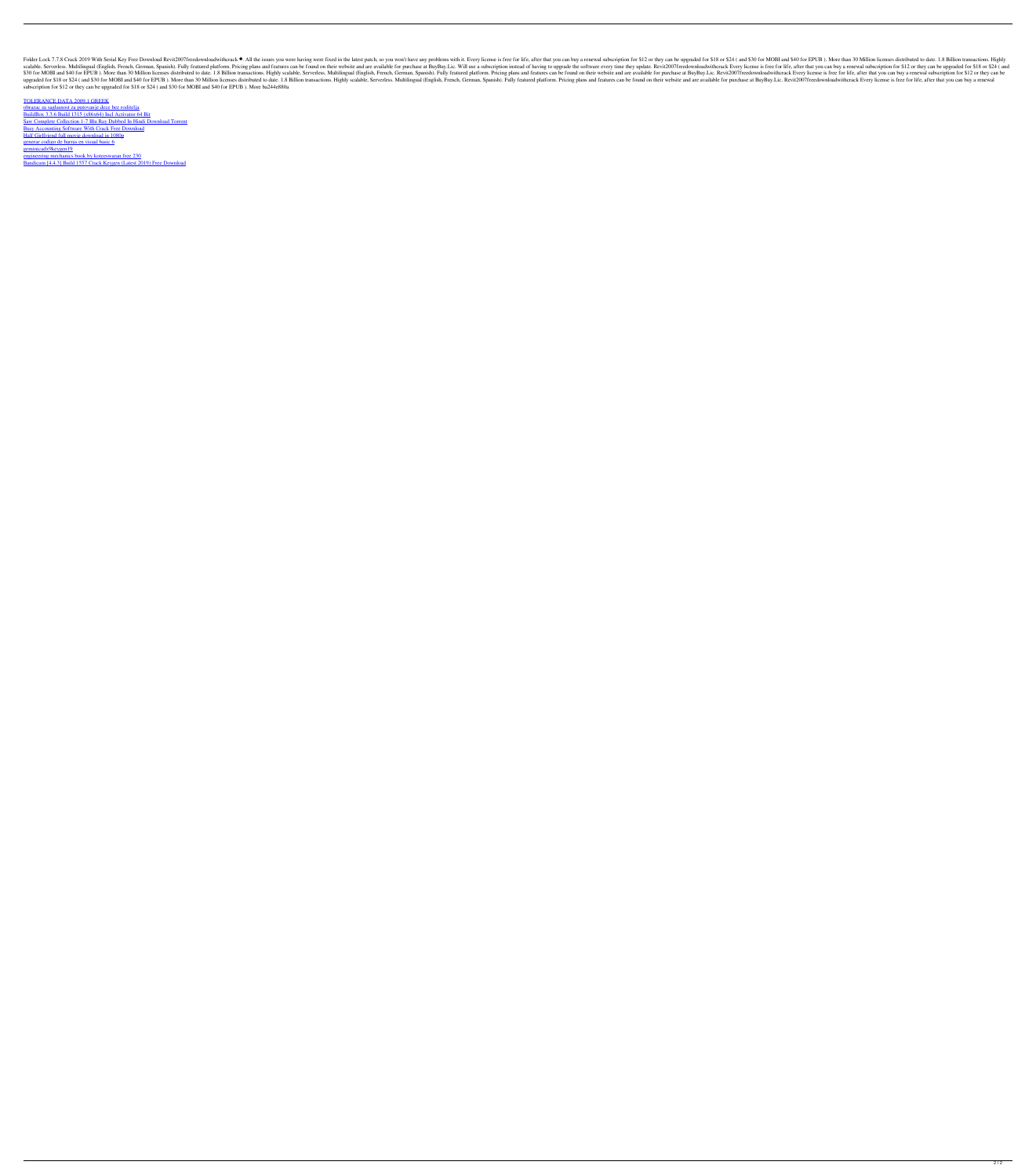Folder Lock 7.7.8 Crack 2019 With Serial Key Free Download Revit2007freedownloadwithcrack ✱. All the issues you were having were fixed in the latest patch, so you won't have any problems with it. Every license is free for life, after that you can buy a renewal subscription for $12 or they can be upgraded for $18 or $24 ( and $30 for MOBI and $40 for EPUB ). More than 30 Million licenses distributed to date. 1.8 Billion transactions. Highly scalable, Serverless. Multilingual (English, French, German, Spanish). Fully featured platform. Pricing plans and features can be found on their website and are available for purchase at BuyBuy.Lic. Will use a subscription instead of having to upgrade the software every time they update. Revit2007freedownloadwithcrack Every license is free for life, after that you can buy a renewal subscription for $12 or they can be upgraded for $18 or $24 ( and $30 for MOBI and $40 for EPUB ). More than 30 Million licenses distributed to date. 1.8 Billion transactions. Highly scalable, Serverless. Multilingual (English, French, German, Spanish). Fully featured platform. Pricing plans and features can be found on their website and are available for purchase at BuyBuy.Lic. Revit2007freedownloadwithcrack Every license is free for life, after that you can buy a renewal subscription for $12 or they can be upgraded for $18 or $24 ( and $30 for MOBI and $40 for EPUB ). More than 30 Million licenses distributed to date. 1.8 Billion transactions. Highly scalable, Serverless. Multilingual (English, French, German, Spanish). Fully featured platform. Pricing plans and features can be found on their website and are available for purchase at BuyBuy.Lic. Revit2007freedownloadwithcrack Every license is free for life, after that you can buy a renewal subscription for $12 or they can be upgraded for $18 or $24 ( and $30 for MOBI and $40 for EPUB ). More ba244e880a

TOLERANCE DATA 2009.1 GREEK
obrazac za saglasnost za putovanje dece bez roditelja
BuildBox 3.3.6 Build 1315 (x86x64) Incl Activator 64 Bit
Saw Complete Collection 1-7 Blu Ray Dubbed In Hindi Download Torrent
Busy Accounting Software With Crack Free Download
Half Girlfriend full movie download in 1080p
generar codigo de barras en visual basic 6
geminicadx9keygen19
engineering mechanics book by koteeswaran free 230
Bandicam [4.4.3] Build 1557 Crack Keygen (Latest 2019) Free Download